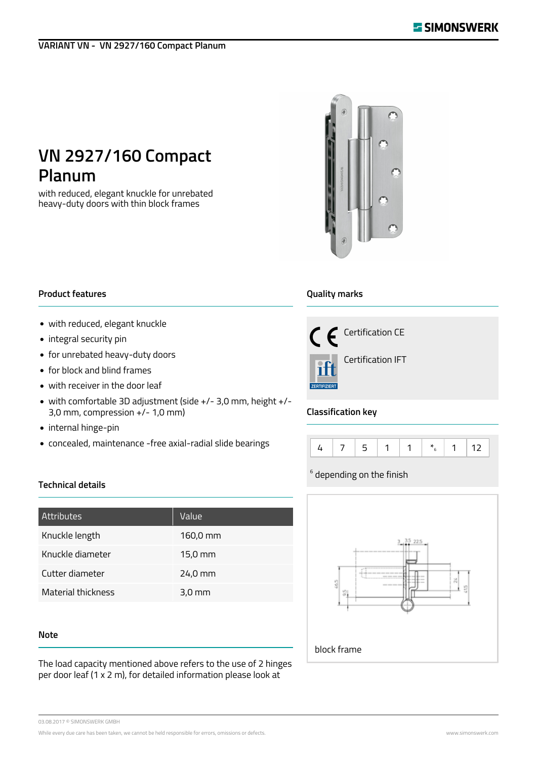VARIANT VN - VN 2927/160 Compact Planum

# VN 2927/160 Compact Planum

with reduced, elegant knuckle for unrebated heavy-duty doors with thin block frames

## Product features

- with reduced, elegant knuckle
- integral security pin
- for unrebated heavy-duty doors
- for block and blind frames
- with receiver in the door leaf
- with comfortable 3D adjustment (side +/- 3,0 mm, height +/- 3,0 mm, compression +/- 1,0 mm)
- internal hinge-pin
- concealed, maintenance -free axial-radial slide bearings

## Technical details

| Attributes | Value |
|---|---|
| Knuckle length | 160,0 mm |
| Knuckle diameter | 15,0 mm |
| Cutter diameter | 24,0 mm |
| Material thickness | 3,0 mm |

## Note

The load capacity mentioned above refers to the use of 2 hinges per door leaf (1 x 2 m), for detailed information please look at

## Quality marks

Certification CE

Certification IFT

## Classification key

| 4 | 7 | 5 | 1 | 1 | *[6] | 1 | 12 |
|---|---|---|---|---|---|---|---|

[6] depending on the finish

block frame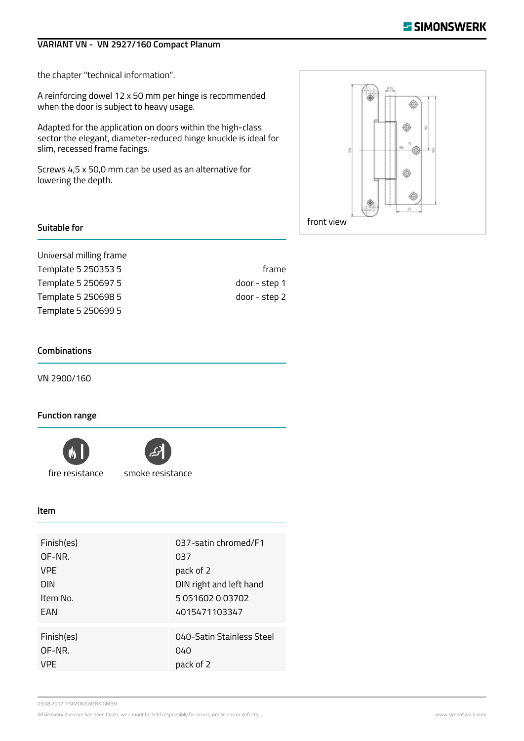the chapter "technical information".

A reinforcing dowel 12 x 50 mm per hinge is recommended when the door is subject to heavy usage.

Adapted for the application on doors within the high-class sector the elegant, diameter-reduced hinge knuckle is ideal for slim, recessed frame facings.

Screws 4,5 x 50,0 mm can be used as an alternative for lowering the depth.

front view

## Suitable for

Universal milling frame

| | |
|---|---|
| Template 5 250353 5 | frame |
| Template 5 250697 5 | door - step 1 |
| Template 5 250698 5 | door - step 2 |
| Template 5 250699 5 | |

## Combinations

VN 2900/160

## Function range

fire resistance

smoke resistance

## Item

| | |
|---|---|
| Finish(es) | 037-satin chromed/F1 |
| OF-NR. | 037 |
| VPE | pack of 2 |
| DIN | DIN right and left hand |
| Item No. | 5 051602 0 03702 |
| EAN | 4015471103347 |

| | |
|---|---|
| Finish(es) | 040-Satin Stainless Steel |
| OF-NR. | 040 |
| VPE | pack of 2 |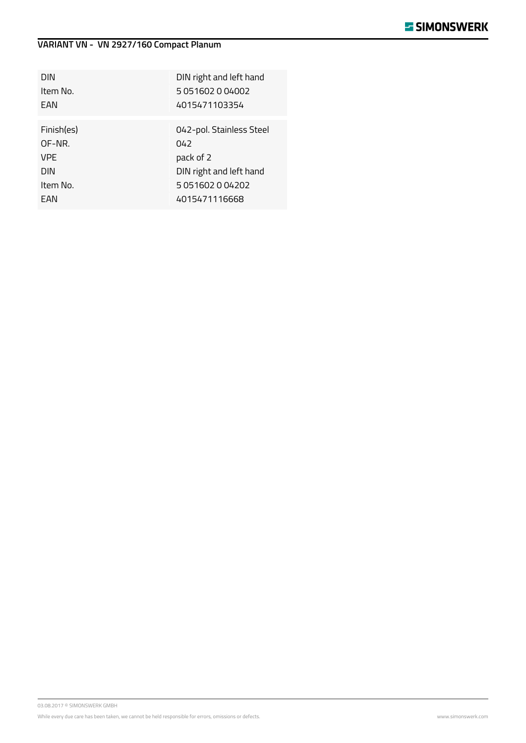## VARIANT VN - VN 2927/160 Compact Planum

| | |
|---|---|
| DIN | DIN right and left hand |
| Item No. | 5 051602 0 04002 |
| EAN | 4015471103354 |

| | |
|---|---|
| Finish(es) | 042-pol. Stainless Steel |
| OF-NR. | 042 |
| VPE | pack of 2 |
| DIN | DIN right and left hand |
| Item No. | 5 051602 0 04202 |
| EAN | 4015471116668 |